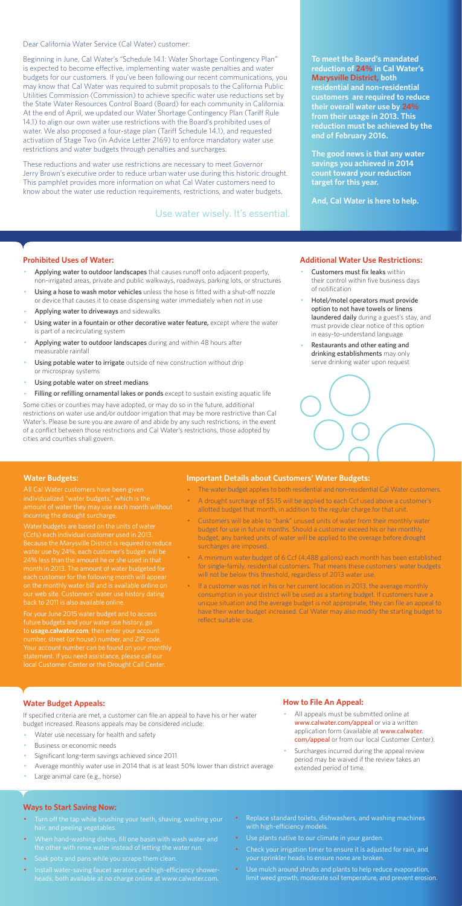Dear California Water Service (Cal Water) customer:

Beginning in June, Cal Water's "Schedule 14.1: Water Shortage Contingency Plan" is expected to become effective, implementing water waste penalties and water budgets for our customers. If you've been following our recent communications, you may know that Cal Water was required to submit proposals to the California Public Utilities Commission (Commission) to achieve specific water use reductions set by the State Water Resources Control Board (Board) for each community in California. At the end of April, we updated our Water Shortage Contingency Plan (Tariff Rule 14.1) to align our own water use restrictions with the Board's prohibited uses of water. We also proposed a four-stage plan (Tariff Schedule 14.1), and requested activation of Stage Two (in Advice Letter 2169) to enforce mandatory water use restrictions and water budgets through penalties and surcharges.

These reductions and water use restrictions are necessary to meet Governor Jerry Brown's executive order to reduce urban water use during this historic drought. This pamphlet provides more information on what Cal Water customers need to know about the water use reduction requirements, restrictions, and water budgets.

Use water wisely. It's essential.

**To meet the Board's mandated reduction of 24% in Cal Water's Marysville District, both residential and non-residential customers are required to reduce their overall water use by 24% from their usage in 2013. This reduction must be achieved by the end of February 2016.**

**The good news is that any water savings you achieved in 2014 count toward your reduction target for this year.**

**And, Cal Water is here to help.**

## Prohibited Uses of Water:

- Applying water to outdoor landscapes that causes runoff onto adjacent property, non-irrigated areas, private and public walkways, roadways, parking lots, or structures
- Using a hose to wash motor vehicles unless the hose is fitted with a shut-off nozzle or device that causes it to cease dispensing water immediately when not in use
- Applying water to driveways and sidewalks
- Using water in a fountain or other decorative water feature, except where the water is part of a recirculating system
- Applying water to outdoor landscapes during and within 48 hours after measurable rainfall
- Using potable water to irrigate outside of new construction without drip or microspray systems
- Using potable water on street medians
- Filling or refilling ornamental lakes or ponds except to sustain existing aquatic life

Some cities or counties may have adopted, or may do so in the future, additional restrictions on water use and/or outdoor irrigation that may be more restrictive than Cal Water's. Please be sure you are aware of and abide by any such restrictions; in the event of a conflict between those restrictions and Cal Water's restrictions, those adopted by cities and counties shall govern.

## Additional Water Use Restrictions:

- Customers must fix leaks within their control within five business days of notification
- Hotel/motel operators must provide option to not have towels or linens laundered daily during a guest's stay, and must provide clear notice of this option in easy-to-understand language
- Restaurants and other eating and drinking establishments may only serve drinking water upon request

## Water Budgets:

All Cal Water customers have been given individualized "water budgets," which is the amount of water they may use each month without incurring the drought surcharge.

Water budgets are based on the units of water (Ccfs) each individual customer used in 2013. Because the Marysville District is required to reduce water use by 24%, each customer's budget will be 24% less than the amount he or she used in that month in 2013. The amount of water budgeted for each customer for the following month will appear on the monthly water bill and is available online on our web site. Customers' water use history dating back to 2011 is also available online.

For your June 2015 water budget and to access future budgets and your water use history, go to **usage.calwater.com**, then enter your account number, street (or house) number, and ZIP code. Your account number can be found on your monthly statement. If you need assistance, please call our local Customer Center or the Drought Call Center.

## Important Details about Customers' Water Budgets:

- The water budget applies to both residential and non-residential Cal Water customers.
- A drought surcharge of $5.15 will be applied to each Ccf used above a customer's allotted budget that month, in addition to the regular charge for that unit.
- Customers will be able to "bank" unused units of water from their monthly water budget for use in future months. Should a customer exceed his or her monthly budget, any banked units of water will be applied to the overage before drought surcharges are imposed.
- A minimum water budget of 6 Ccf (4,488 gallons) each month has been established for single-family, residential customers. That means these customers' water budgets will not be below this threshold, regardless of 2013 water use.
- If a customer was not in his or her current location in 2013, the average monthly consumption in your district will be used as a starting budget. If customers have a unique situation and the average budget is not appropriate, they can file an appeal to have their water budget increased. Cal Water may also modify the starting budget to reflect suitable use.

## Water Budget Appeals:

If specified criteria are met, a customer can file an appeal to have his or her water budget increased. Reasons appeals may be considered include:

- Water use necessary for health and safety
- Business or economic needs
- Significant long-term savings achieved since 2011
- Average monthly water use in 2014 that is at least 50% lower than district average
- Large animal care (e.g., horse)

## How to File An Appeal:

- All appeals must be submitted online at www.calwater.com/appeal or via a written application form (available at www.calwater.com/appeal or from our local Customer Center).
- Surcharges incurred during the appeal review period may be waived if the review takes an extended period of time.

## Ways to Start Saving Now:

- Turn off the tap while brushing your teeth, shaving, washing your hair, and peeling vegetables.
- When hand-washing dishes, fill one basin with wash water and the other with rinse water instead of letting the water run.
- Soak pots and pans while you scrape them clean.
- Install water-saving faucet aerators and high-efficiency showerheads, both available at no charge online at www.calwater.com.
- Replace standard toilets, dishwashers, and washing machines with high-efficiency models.
- Use plants native to our climate in your garden.
- Check your irrigation timer to ensure it is adjusted for rain, and your sprinkler heads to ensure none are broken.
- Use mulch around shrubs and plants to help reduce evaporation, limit weed growth, moderate soil temperature, and prevent erosion.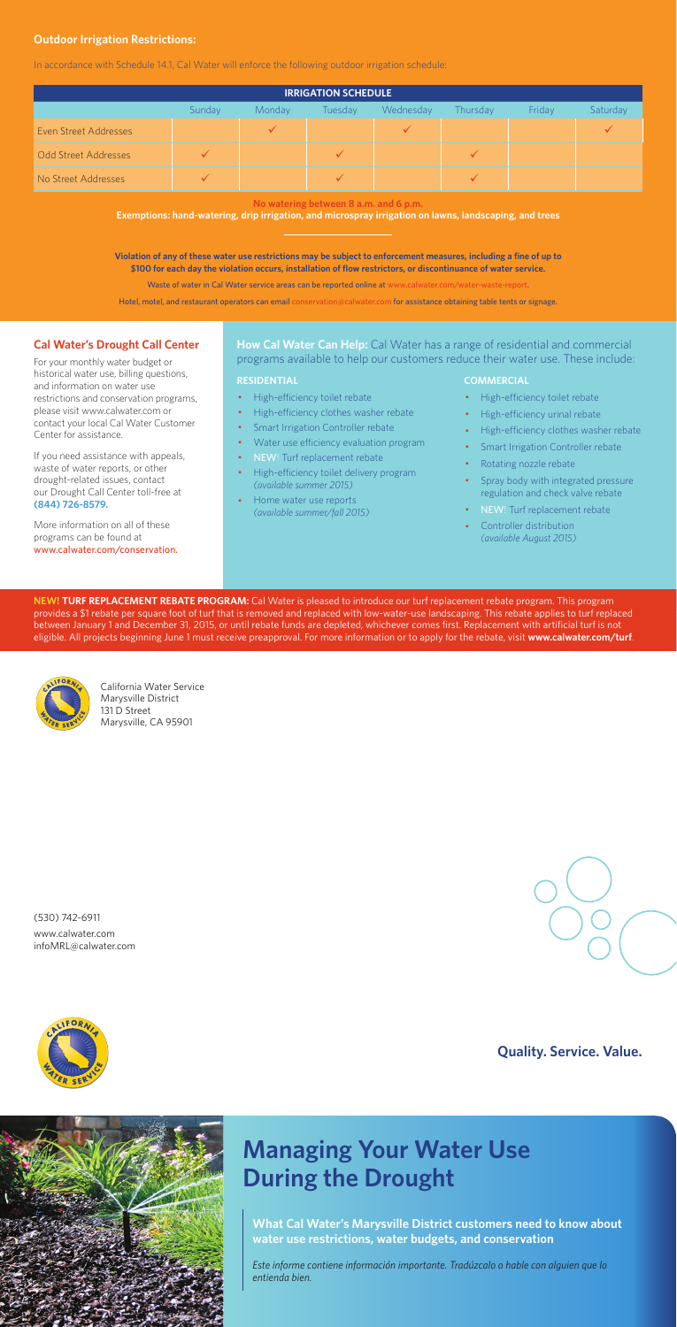### Outdoor Irrigation Restrictions:

In accordance with Schedule 14.1, Cal Water will enforce the following outdoor irrigation schedule:

| IRRIGATION SCHEDULE | | | | | | | |
|---|---|---|---|---|---|---|---|
| | Sunday | Monday | Tuesday | Wednesday | Thursday | Friday | Saturday |
| Even Street Addresses | | ✓ | | ✓ | | | ✓ |
| Odd Street Addresses | ✓ | | ✓ | | ✓ | | |
| No Street Addresses | ✓ | | ✓ | | ✓ | | |

**No watering between 8 a.m. and 6 p.m.**

**Exemptions: hand-watering, drip irrigation, and microspray irrigation on lawns, landscaping, and trees**

**Violation of any of these water use restrictions may be subject to enforcement measures, including a fine of up to $100 for each day the violation occurs, installation of flow restrictors, or discontinuance of water service.**

Waste of water in Cal Water service areas can be reported online at www.calwater.com/water-waste-report.

Hotel, motel, and restaurant operators can email conservation@calwater.com for assistance obtaining table tents or signage.

### Cal Water's Drought Call Center

For your monthly water budget or historical water use, billing questions, and information on water use restrictions and conservation programs, please visit www.calwater.com or contact your local Cal Water Customer Center for assistance.

If you need assistance with appeals, waste of water reports, or other drought-related issues, contact our Drought Call Center toll-free at **(844) 726-8579.**

More information on all of these programs can be found at www.calwater.com/conservation.

**How Cal Water Can Help:** Cal Water has a range of residential and commercial programs available to help our customers reduce their water use. These include:

#### RESIDENTIAL

- High-efficiency toilet rebate
- High-efficiency clothes washer rebate
- Smart Irrigation Controller rebate
- Water use efficiency evaluation program
- NEW! Turf replacement rebate
- High-efficiency toilet delivery program *(available summer 2015)*
- Home water use reports *(available summer/fall 2015)*

#### COMMERCIAL

- High-efficiency toilet rebate
- High-efficiency urinal rebate
- High-efficiency clothes washer rebate
- Smart Irrigation Controller rebate
- Rotating nozzle rebate
- Spray body with integrated pressure regulation and check valve rebate
- NEW! Turf replacement rebate
- Controller distribution *(available August 2015)*

**NEW! TURF REPLACEMENT REBATE PROGRAM:** Cal Water is pleased to introduce our turf replacement rebate program. This program provides a $1 rebate per square foot of turf that is removed and replaced with low-water-use landscaping. This rebate applies to turf replaced between January 1 and December 31, 2015, or until rebate funds are depleted, whichever comes first. Replacement with artificial turf is not eligible. All projects beginning June 1 must receive preapproval. For more information or to apply for the rebate, visit **www.calwater.com/turf**.

California Water Service
Marysville District
131 D Street
Marysville, CA 95901

(530) 742-6911
www.calwater.com
infoMRL@calwater.com

**Quality. Service. Value.**

# Managing Your Water Use During the Drought

**What Cal Water's Marysville District customers need to know about water use restrictions, water budgets, and conservation**

*Este informe contiene información importante. Tradúzcalo o hable con alguien que lo entienda bien.*